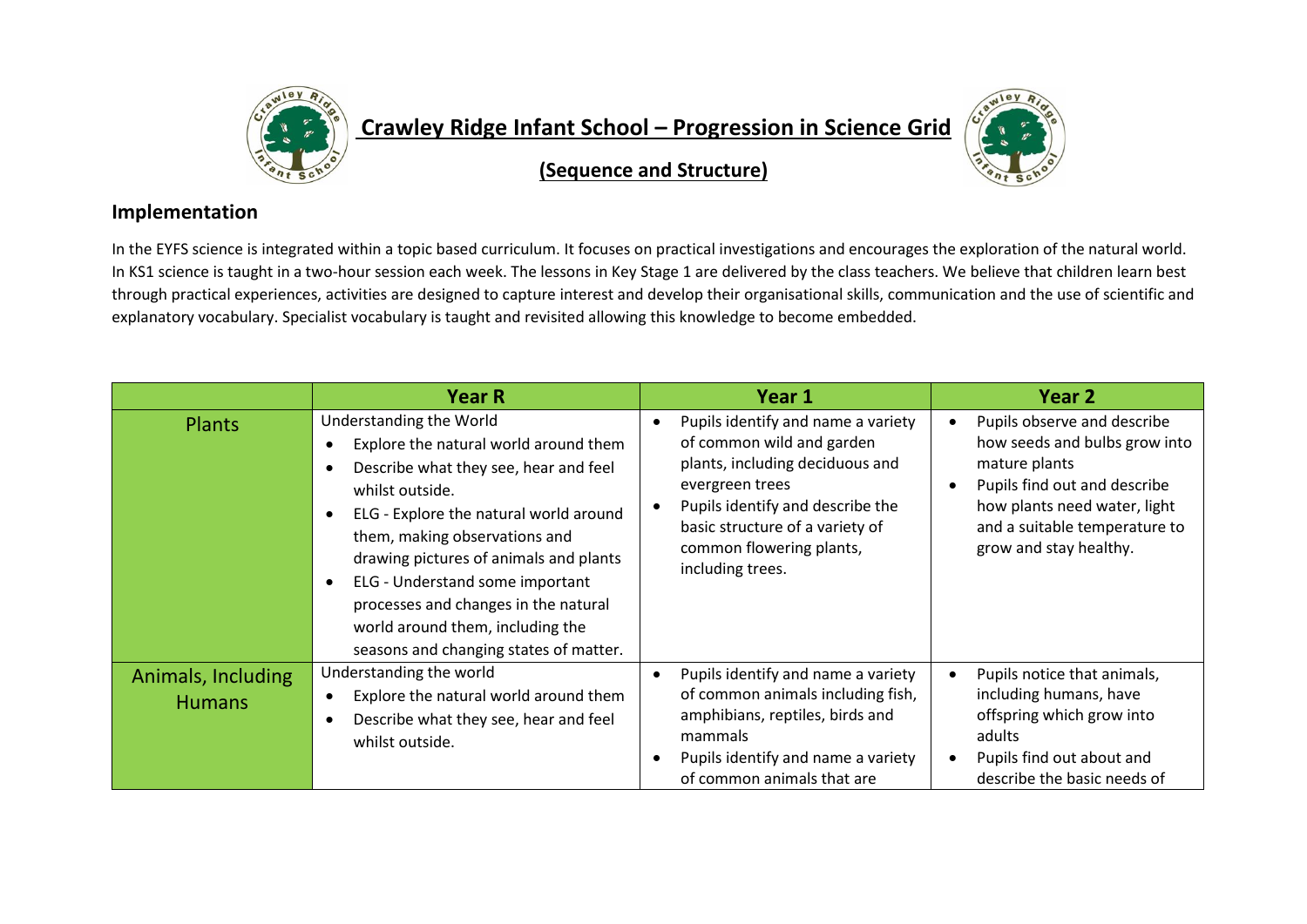# Crawley Ridge Infant School – Progression in Science Grid

## (Sequence and Structure)

## Implementation

In the EYFS science is integrated within a topic based curriculum. It focuses on practical investigations and encourages the exploration of the natural world. In KS1 science is taught in a two-hour session each week. The lessons in Key Stage 1 are delivered by the class teachers. We believe that children learn best through practical experiences, activities are designed to capture interest and develop their organisational skills, communication and the use of scientific and explanatory vocabulary. Specialist vocabulary is taught and revisited allowing this knowledge to become embedded.

| | Year R | Year 1 | Year 2 |
|---|---|---|---|
| Plants | Understanding the World<br>• Explore the natural world around them<br>• Describe what they see, hear and feel whilst outside.<br>• ELG - Explore the natural world around them, making observations and drawing pictures of animals and plants<br>• ELG - Understand some important processes and changes in the natural world around them, including the seasons and changing states of matter. | • Pupils identify and name a variety of common wild and garden plants, including deciduous and evergreen trees<br>• Pupils identify and describe the basic structure of a variety of common flowering plants, including trees. | • Pupils observe and describe how seeds and bulbs grow into mature plants<br>• Pupils find out and describe how plants need water, light and a suitable temperature to grow and stay healthy. |
| Animals, Including Humans | Understanding the world<br>• Explore the natural world around them<br>• Describe what they see, hear and feel whilst outside. | • Pupils identify and name a variety of common animals including fish, amphibians, reptiles, birds and mammals<br>• Pupils identify and name a variety of common animals that are | • Pupils notice that animals, including humans, have offspring which grow into adults<br>• Pupils find out about and describe the basic needs of |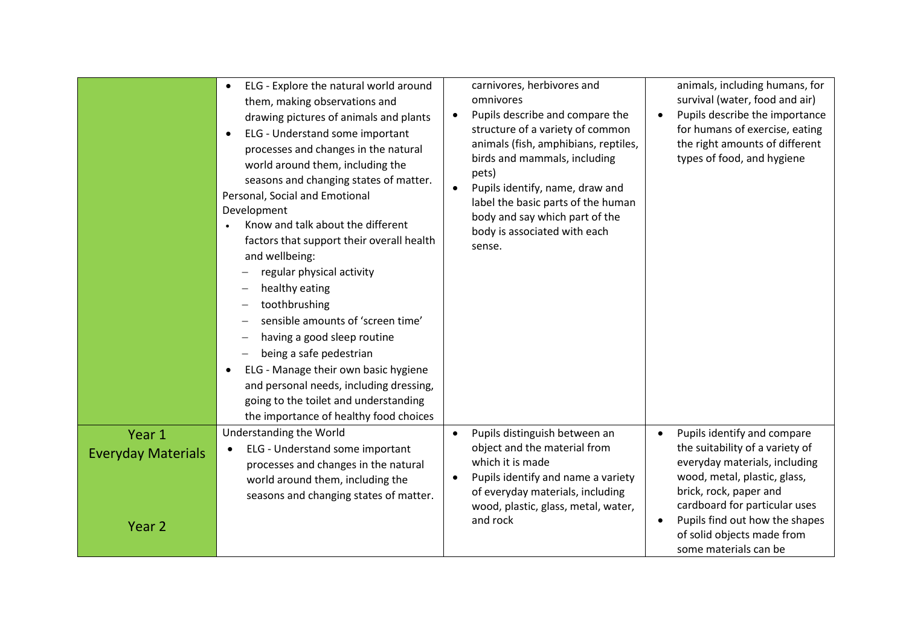| | | | |
|---|---|---|---|
| | • ELG - Explore the natural world around them, making observations and drawing pictures of animals and plants<br>• ELG - Understand some important processes and changes in the natural world around them, including the seasons and changing states of matter.<br>Personal, Social and Emotional Development<br>• Know and talk about the different factors that support their overall health and wellbeing:<br>– regular physical activity<br>– healthy eating<br>– toothbrushing<br>– sensible amounts of 'screen time'<br>– having a good sleep routine<br>– being a safe pedestrian<br>• ELG - Manage their own basic hygiene and personal needs, including dressing, going to the toilet and understanding the importance of healthy food choices | carnivores, herbivores and omnivores<br>• Pupils describe and compare the structure of a variety of common animals (fish, amphibians, reptiles, birds and mammals, including pets)<br>• Pupils identify, name, draw and label the basic parts of the human body and say which part of the body is associated with each sense. | animals, including humans, for survival (water, food and air)<br>• Pupils describe the importance for humans of exercise, eating the right amounts of different types of food, and hygiene |
| Year 1<br>Everyday Materials<br><br>Year 2 | Understanding the World<br>• ELG - Understand some important processes and changes in the natural world around them, including the seasons and changing states of matter. | • Pupils distinguish between an object and the material from which it is made<br>• Pupils identify and name a variety of everyday materials, including wood, plastic, glass, metal, water, and rock | • Pupils identify and compare the suitability of a variety of everyday materials, including wood, metal, plastic, glass, brick, rock, paper and cardboard for particular uses<br>• Pupils find out how the shapes of solid objects made from some materials can be |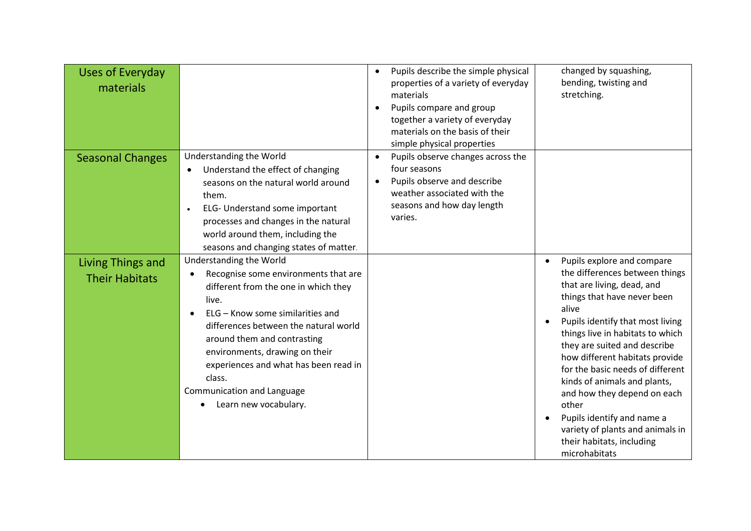| Uses of Everyday materials | | <ul><li>Pupils describe the simple physical properties of a variety of everyday materials</li><li>Pupils compare and group together a variety of everyday materials on the basis of their simple physical properties</li></ul> | changed by squashing, bending, twisting and stretching. |
|---|---|---|---|
| Seasonal Changes | Understanding the World<ul><li>Understand the effect of changing seasons on the natural world around them.</li><li>ELG- Understand some important processes and changes in the natural world around them, including the seasons and changing states of matter.</li></ul> | <ul><li>Pupils observe changes across the four seasons</li><li>Pupils observe and describe weather associated with the seasons and how day length varies.</li></ul> | |
| Living Things and Their Habitats | Understanding the World<ul><li>Recognise some environments that are different from the one in which they live.</li><li>ELG – Know some similarities and differences between the natural world around them and contrasting environments, drawing on their experiences and what has been read in class.</li></ul>Communication and Language<ul><li>Learn new vocabulary.</li></ul> | | <ul><li>Pupils explore and compare the differences between things that are living, dead, and things that have never been alive</li><li>Pupils identify that most living things live in habitats to which they are suited and describe how different habitats provide for the basic needs of different kinds of animals and plants, and how they depend on each other</li><li>Pupils identify and name a variety of plants and animals in their habitats, including microhabitats</li></ul> |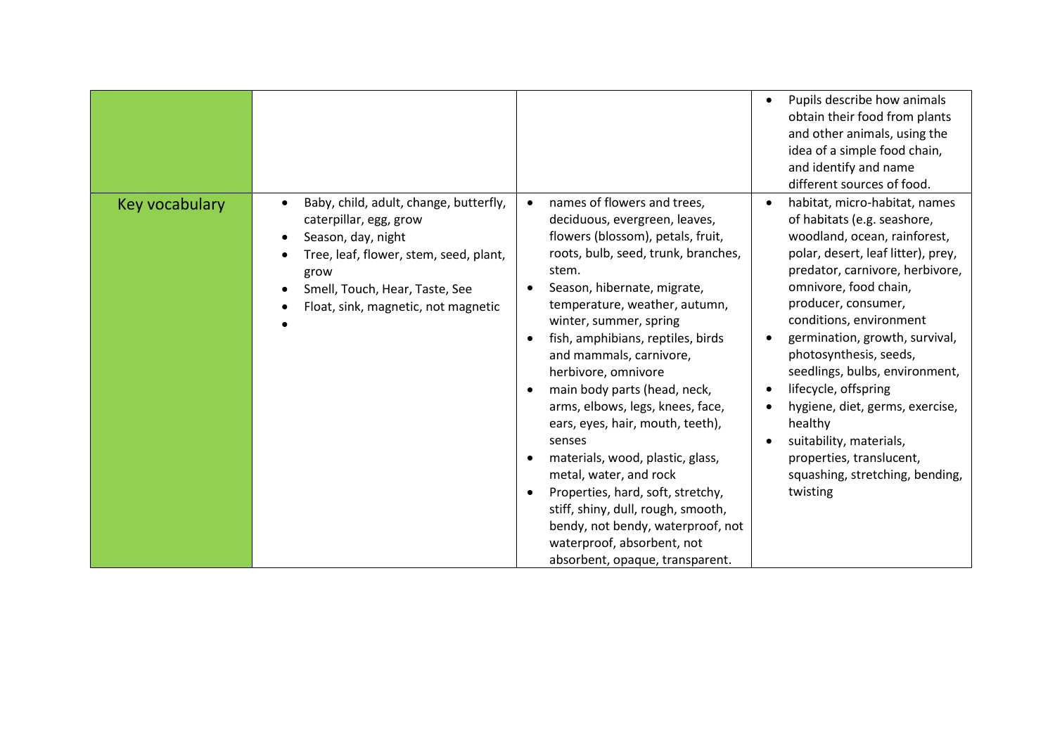| | | | |
|---|---|---|---|
| | | | • Pupils describe how animals obtain their food from plants and other animals, using the idea of a simple food chain, and identify and name different sources of food. |
| Key vocabulary | • Baby, child, adult, change, butterfly, caterpillar, egg, grow<br>• Season, day, night<br>• Tree, leaf, flower, stem, seed, plant, grow<br>• Smell, Touch, Hear, Taste, See<br>• Float, sink, magnetic, not magnetic<br>• | • names of flowers and trees, deciduous, evergreen, leaves, flowers (blossom), petals, fruit, roots, bulb, seed, trunk, branches, stem.<br>• Season, hibernate, migrate, temperature, weather, autumn, winter, summer, spring<br>• fish, amphibians, reptiles, birds and mammals, carnivore, herbivore, omnivore<br>• main body parts (head, neck, arms, elbows, legs, knees, face, ears, eyes, hair, mouth, teeth), senses<br>• materials, wood, plastic, glass, metal, water, and rock<br>• Properties, hard, soft, stretchy, stiff, shiny, dull, rough, smooth, bendy, not bendy, waterproof, not waterproof, absorbent, not absorbent, opaque, transparent. | • habitat, micro-habitat, names of habitats (e.g. seashore, woodland, ocean, rainforest, polar, desert, leaf litter), prey, predator, carnivore, herbivore, omnivore, food chain, producer, consumer, conditions, environment<br>• germination, growth, survival, photosynthesis, seeds, seedlings, bulbs, environment,<br>• lifecycle, offspring<br>• hygiene, diet, germs, exercise, healthy<br>• suitability, materials, properties, translucent, squashing, stretching, bending, twisting |